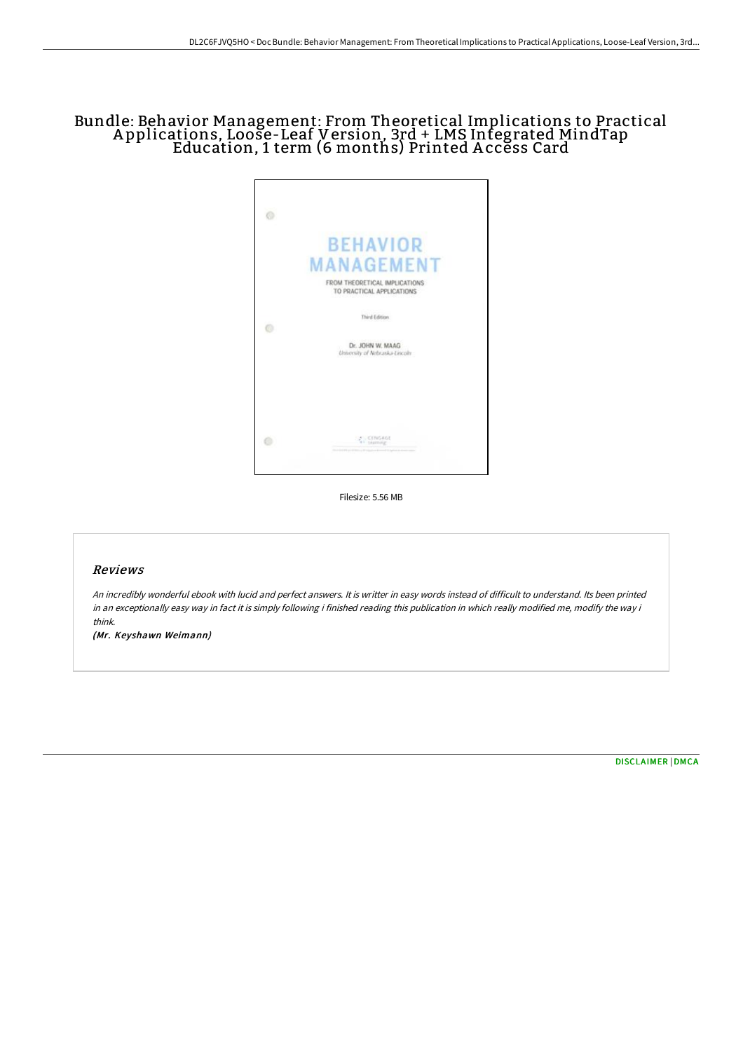# Bundle: Behavior Management: From Theoretical Implications to Practical Applications, Loose-Leaf Version, 3rd + LMS Integrated MindTap Education, 1 term (6 months) Printed Access Card

Filesize: 5.56 MB

## Reviews

*An incredibly wonderful ebook with lucid and perfect answers. It is writter in easy words instead of difficult to understand. Its been printed in an exceptionally easy way in fact it is simply following i finished reading this publication in which really modified me, modify the way i think.*

***(Mr. Keyshawn Weimann)***

DISCLAIMER | DMCA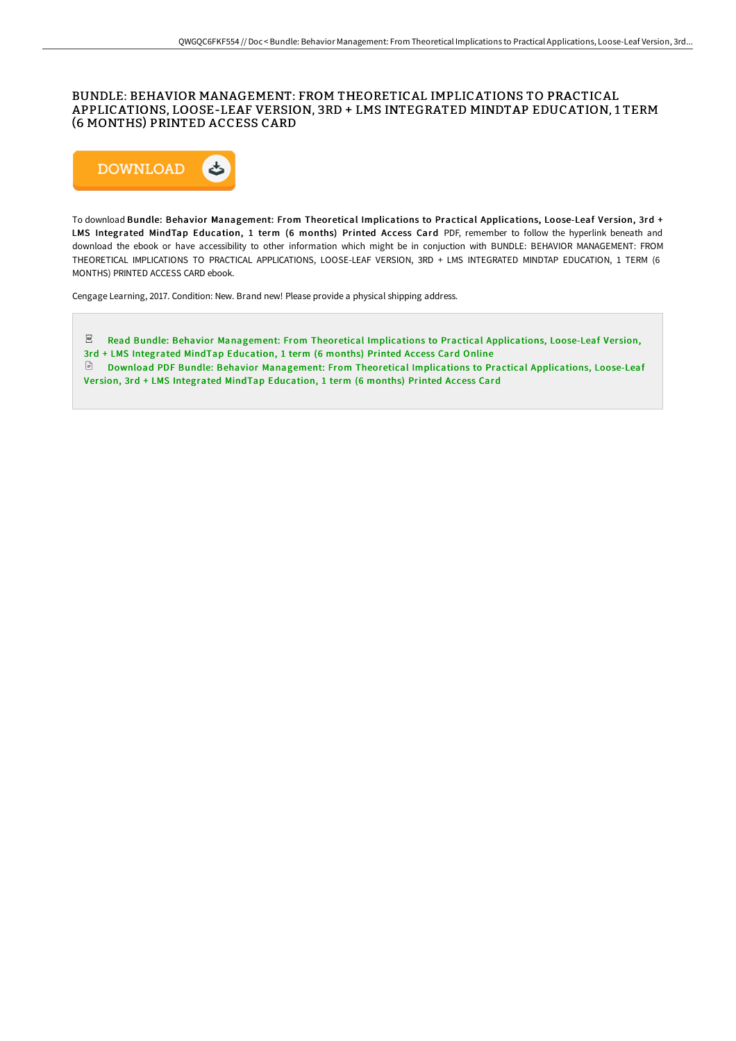# BUNDLE: BEHAVIOR MANAGEMENT: FROM THEORETICAL IMPLICATIONS TO PRACTICAL APPLICATIONS, LOOSE-LEAF VERSION, 3RD + LMS INTEGRATED MINDTAP EDUCATION, 1 TERM (6 MONTHS) PRINTED ACCESS CARD

DOWNLOAD

To download **Bundle: Behavior Management: From Theoretical Implications to Practical Applications, Loose-Leaf Version, 3rd + LMS Integrated MindTap Education, 1 term (6 months) Printed Access Card** PDF, remember to follow the hyperlink beneath and download the ebook or have accessibility to other information which might be in conjuction with BUNDLE: BEHAVIOR MANAGEMENT: FROM THEORETICAL IMPLICATIONS TO PRACTICAL APPLICATIONS, LOOSE-LEAF VERSION, 3RD + LMS INTEGRATED MINDTAP EDUCATION, 1 TERM (6 MONTHS) PRINTED ACCESS CARD ebook.

Cengage Learning, 2017. Condition: New. Brand new! Please provide a physical shipping address.

Read Bundle: Behavior Management: From Theoretical Implications to Practical Applications, Loose-Leaf Version, 3rd + LMS Integrated MindTap Education, 1 term (6 months) Printed Access Card Online

Download PDF Bundle: Behavior Management: From Theoretical Implications to Practical Applications, Loose-Leaf Version, 3rd + LMS Integrated MindTap Education, 1 term (6 months) Printed Access Card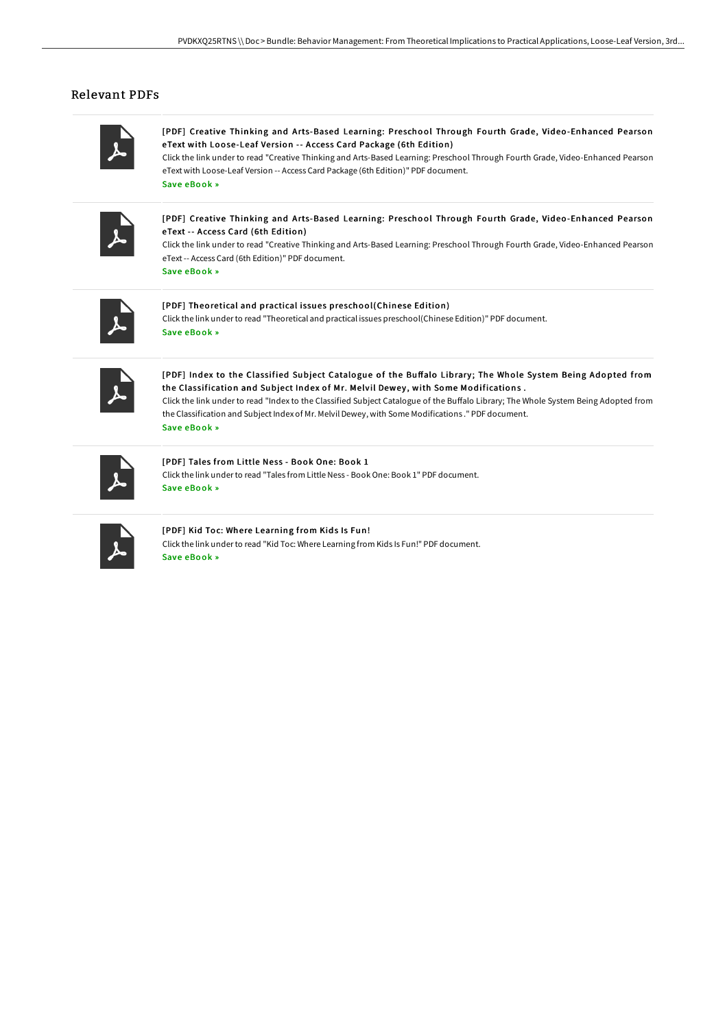## Relevant PDFs

**[PDF] Creative Thinking and Arts-Based Learning: Preschool Through Fourth Grade, Video-Enhanced Pearson eText with Loose-Leaf Version -- Access Card Package (6th Edition)**

Click the link under to read "Creative Thinking and Arts-Based Learning: Preschool Through Fourth Grade, Video-Enhanced Pearson eText with Loose-Leaf Version -- Access Card Package (6th Edition)" PDF document.

Save eBook »

**[PDF] Creative Thinking and Arts-Based Learning: Preschool Through Fourth Grade, Video-Enhanced Pearson eText -- Access Card (6th Edition)**

Click the link under to read "Creative Thinking and Arts-Based Learning: Preschool Through Fourth Grade, Video-Enhanced Pearson eText -- Access Card (6th Edition)" PDF document.

Save eBook »

**[PDF] Theoretical and practical issues preschool(Chinese Edition)**

Click the link under to read "Theoretical and practical issues preschool(Chinese Edition)" PDF document.

Save eBook »

**[PDF] Index to the Classified Subject Catalogue of the Buffalo Library; The Whole System Being Adopted from the Classification and Subject Index of Mr. Melvil Dewey, with Some Modifications .**

Click the link under to read "Index to the Classified Subject Catalogue of the Buffalo Library; The Whole System Being Adopted from the Classification and Subject Index of Mr. Melvil Dewey, with Some Modifications ." PDF document.

Save eBook »

**[PDF] Tales from Little Ness - Book One: Book 1**

Click the link under to read "Tales from Little Ness - Book One: Book 1" PDF document.

Save eBook »

**[PDF] Kid Toc: Where Learning from Kids Is Fun!**

Click the link under to read "Kid Toc: Where Learning from Kids Is Fun!" PDF document.

Save eBook »